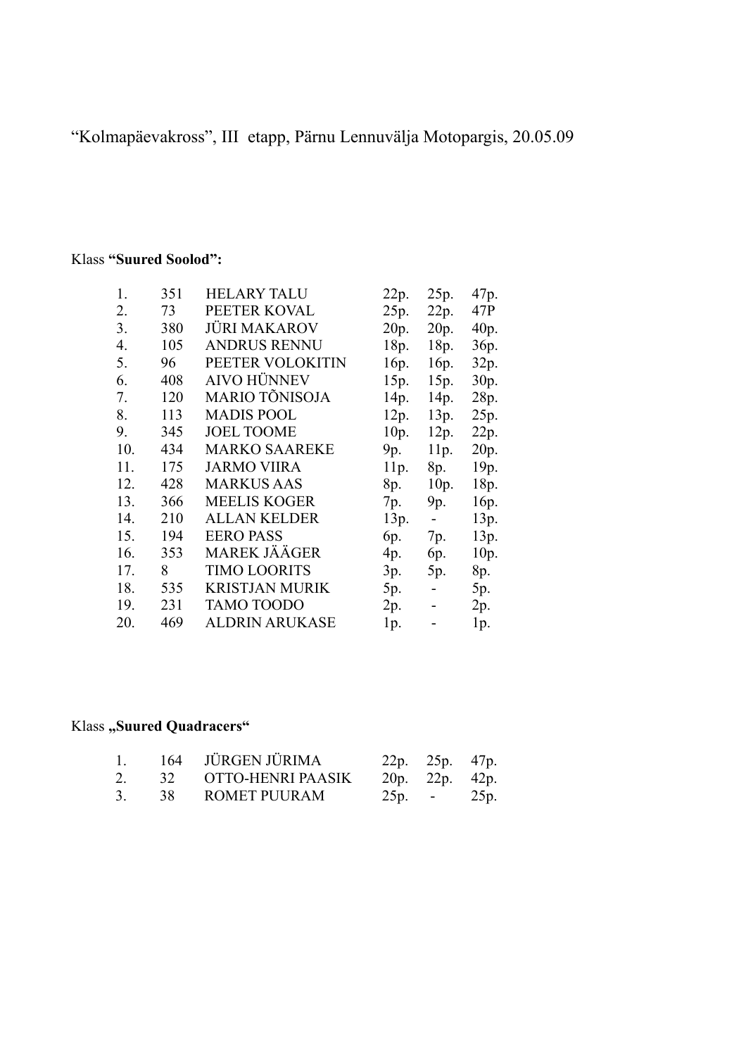“Kolmapäevakross”, III etapp, Pärnu Lennuvälja Motopargis, 20.05.09

Klass **“Suured Soolod”:**

| | | | | | |
|---|---|---|---|---|---|
| 1. | 351 | HELARY TALU | 22p. | 25p. | 47p. |
| 2. | 73 | PEETER KOVAL | 25p. | 22p. | 47P |
| 3. | 380 | JÜRI MAKAROV | 20p. | 20p. | 40p. |
| 4. | 105 | ANDRUS RENNU | 18p. | 18p. | 36p. |
| 5. | 96 | PEETER VOLOKITIN | 16p. | 16p. | 32p. |
| 6. | 408 | AIVO HÜNNEV | 15p. | 15p. | 30p. |
| 7. | 120 | MARIO TÕNISOJA | 14p. | 14p. | 28p. |
| 8. | 113 | MADIS POOL | 12p. | 13p. | 25p. |
| 9. | 345 | JOEL TOOME | 10p. | 12p. | 22p. |
| 10. | 434 | MARKO SAAREKE | 9p. | 11p. | 20p. |
| 11. | 175 | JARMO VIIRA | 11p. | 8p. | 19p. |
| 12. | 428 | MARKUS AAS | 8p. | 10p. | 18p. |
| 13. | 366 | MEELIS KOGER | 7p. | 9p. | 16p. |
| 14. | 210 | ALLAN KELDER | 13p. | - | 13p. |
| 15. | 194 | EERO PASS | 6p. | 7p. | 13p. |
| 16. | 353 | MAREK JÄÄGER | 4p. | 6p. | 10p. |
| 17. | 8 | TIMO LOORITS | 3p. | 5p. | 8p. |
| 18. | 535 | KRISTJAN MURIK | 5p. | - | 5p. |
| 19. | 231 | TAMO TOODO | 2p. | - | 2p. |
| 20. | 469 | ALDRIN ARUKASE | 1p. | - | 1p. |

Klass **„Suured Quadracers“**

| | | | | | |
|---|---|---|---|---|---|
| 1. | 164 | JÜRGEN JÜRIMA | 22p. | 25p. | 47p. |
| 2. | 32 | OTTO-HENRI PAASIK | 20p. | 22p. | 42p. |
| 3. | 38 | ROMET PUURAM | 25p. | - | 25p. |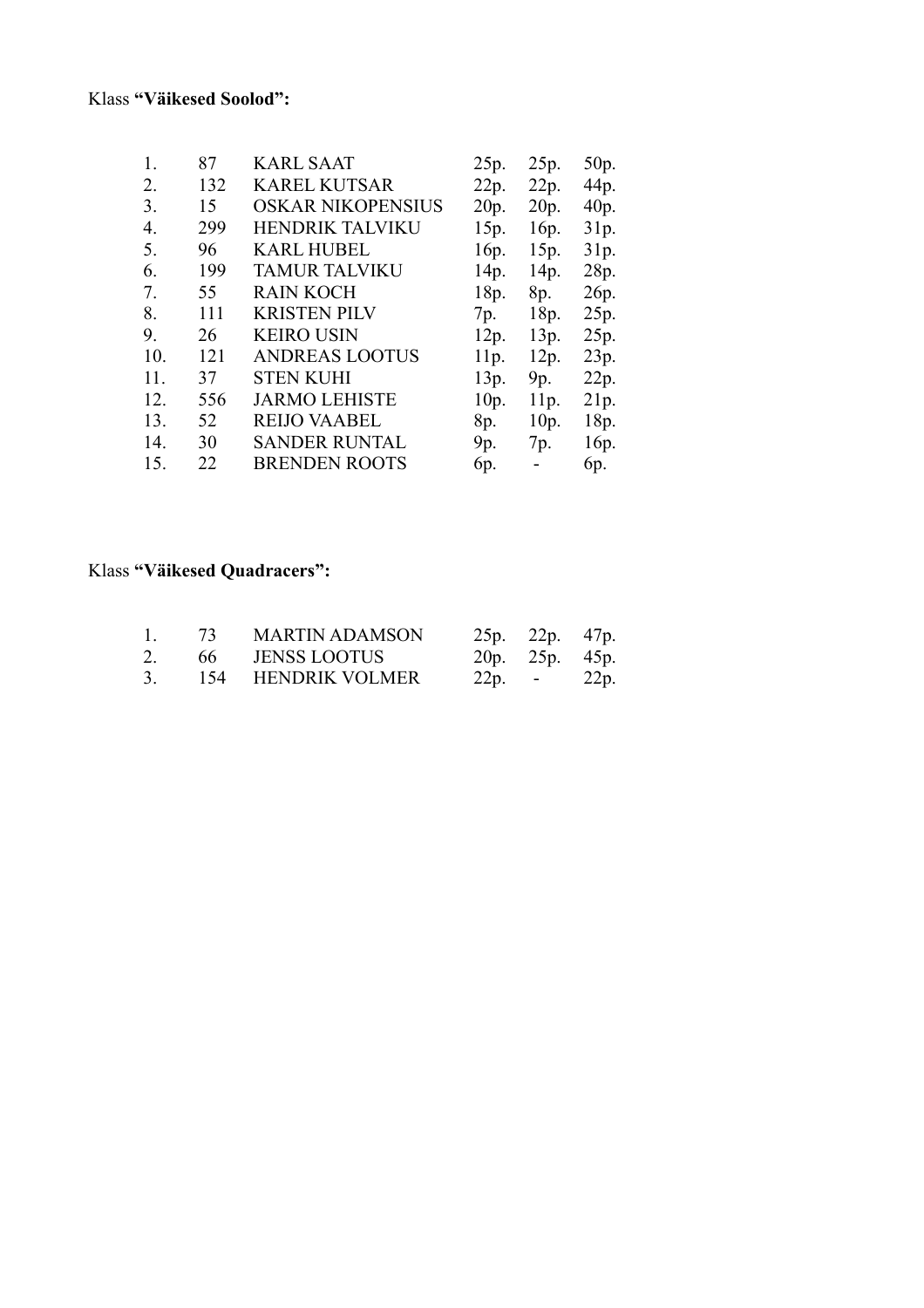Klass **"Väikesed Soolod":**

| | | | | | |
|---|---|---|---|---|---|
| 1. | 87 | KARL SAAT | 25p. | 25p. | 50p. |
| 2. | 132 | KAREL KUTSAR | 22p. | 22p. | 44p. |
| 3. | 15 | OSKAR NIKOPENSIUS | 20p. | 20p. | 40p. |
| 4. | 299 | HENDRIK TALVIKU | 15p. | 16p. | 31p. |
| 5. | 96 | KARL HUBEL | 16p. | 15p. | 31p. |
| 6. | 199 | TAMUR TALVIKU | 14p. | 14p. | 28p. |
| 7. | 55 | RAIN KOCH | 18p. | 8p. | 26p. |
| 8. | 111 | KRISTEN PILV | 7p. | 18p. | 25p. |
| 9. | 26 | KEIRO USIN | 12p. | 13p. | 25p. |
| 10. | 121 | ANDREAS LOOTUS | 11p. | 12p. | 23p. |
| 11. | 37 | STEN KUHI | 13p. | 9p. | 22p. |
| 12. | 556 | JARMO LEHISTE | 10p. | 11p. | 21p. |
| 13. | 52 | REIJO VAABEL | 8p. | 10p. | 18p. |
| 14. | 30 | SANDER RUNTAL | 9p. | 7p. | 16p. |
| 15. | 22 | BRENDEN ROOTS | 6p. | - | 6p. |

Klass **"Väikesed Quadracers":**

| | | | | | |
|---|---|---|---|---|---|
| 1. | 73 | MARTIN ADAMSON | 25p. | 22p. | 47p. |
| 2. | 66 | JENSS LOOTUS | 20p. | 25p. | 45p. |
| 3. | 154 | HENDRIK VOLMER | 22p. | - | 22p. |